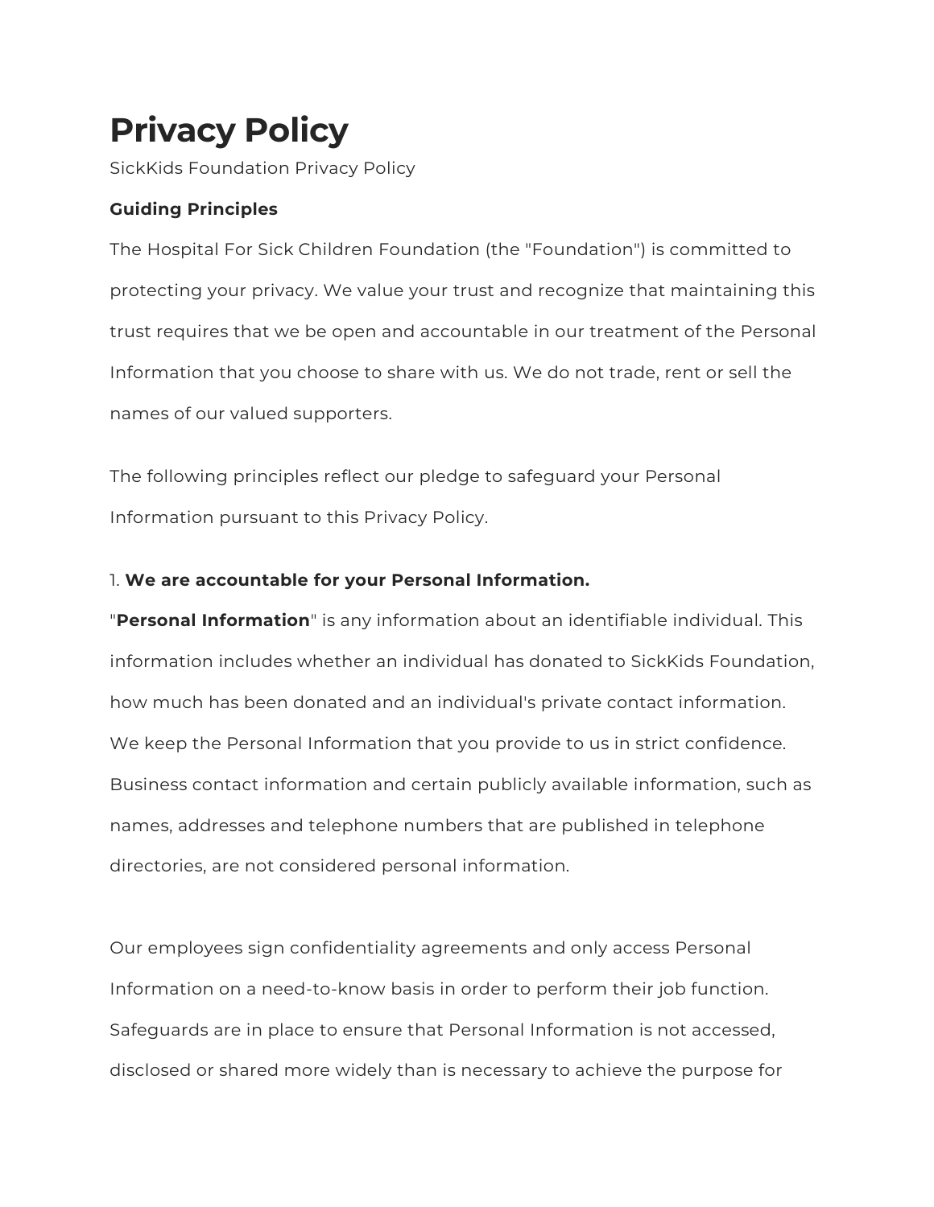# Privacy Policy

SickKids Foundation Privacy Policy

**Guiding Principles**

The Hospital For Sick Children Foundation (the "Foundation") is committed to protecting your privacy. We value your trust and recognize that maintaining this trust requires that we be open and accountable in our treatment of the Personal Information that you choose to share with us. We do not trade, rent or sell the names of our valued supporters.

The following principles reflect our pledge to safeguard your Personal Information pursuant to this Privacy Policy.

1. **We are accountable for your Personal Information.**

"**Personal Information**" is any information about an identifiable individual. This information includes whether an individual has donated to SickKids Foundation, how much has been donated and an individual's private contact information. We keep the Personal Information that you provide to us in strict confidence. Business contact information and certain publicly available information, such as names, addresses and telephone numbers that are published in telephone directories, are not considered personal information.

Our employees sign confidentiality agreements and only access Personal Information on a need-to-know basis in order to perform their job function. Safeguards are in place to ensure that Personal Information is not accessed, disclosed or shared more widely than is necessary to achieve the purpose for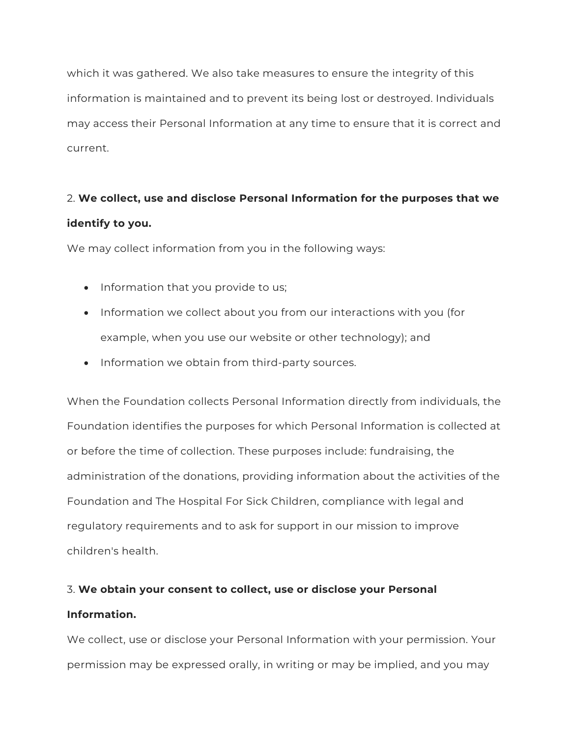which it was gathered. We also take measures to ensure the integrity of this information is maintained and to prevent its being lost or destroyed. Individuals may access their Personal Information at any time to ensure that it is correct and current.

2. **We collect, use and disclose Personal Information for the purposes that we identify to you.**

We may collect information from you in the following ways:

- Information that you provide to us;
- Information we collect about you from our interactions with you (for example, when you use our website or other technology); and
- Information we obtain from third-party sources.

When the Foundation collects Personal Information directly from individuals, the Foundation identifies the purposes for which Personal Information is collected at or before the time of collection. These purposes include: fundraising, the administration of the donations, providing information about the activities of the Foundation and The Hospital For Sick Children, compliance with legal and regulatory requirements and to ask for support in our mission to improve children's health.

3. **We obtain your consent to collect, use or disclose your Personal Information.**

We collect, use or disclose your Personal Information with your permission. Your permission may be expressed orally, in writing or may be implied, and you may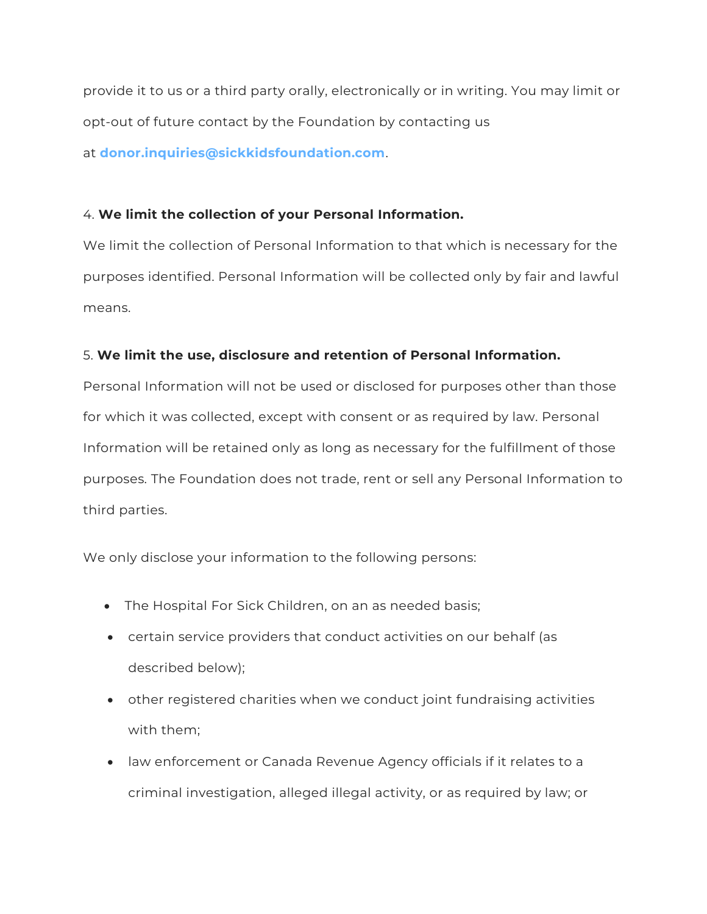provide it to us or a third party orally, electronically or in writing. You may limit or opt-out of future contact by the Foundation by contacting us at **donor.inquiries@sickkidsfoundation.com**.

4. **We limit the collection of your Personal Information.**

We limit the collection of Personal Information to that which is necessary for the purposes identified. Personal Information will be collected only by fair and lawful means.

5. **We limit the use, disclosure and retention of Personal Information.**

Personal Information will not be used or disclosed for purposes other than those for which it was collected, except with consent or as required by law. Personal Information will be retained only as long as necessary for the fulfillment of those purposes. The Foundation does not trade, rent or sell any Personal Information to third parties.

We only disclose your information to the following persons:

- The Hospital For Sick Children, on an as needed basis;
- certain service providers that conduct activities on our behalf (as described below);
- other registered charities when we conduct joint fundraising activities with them;
- law enforcement or Canada Revenue Agency officials if it relates to a criminal investigation, alleged illegal activity, or as required by law; or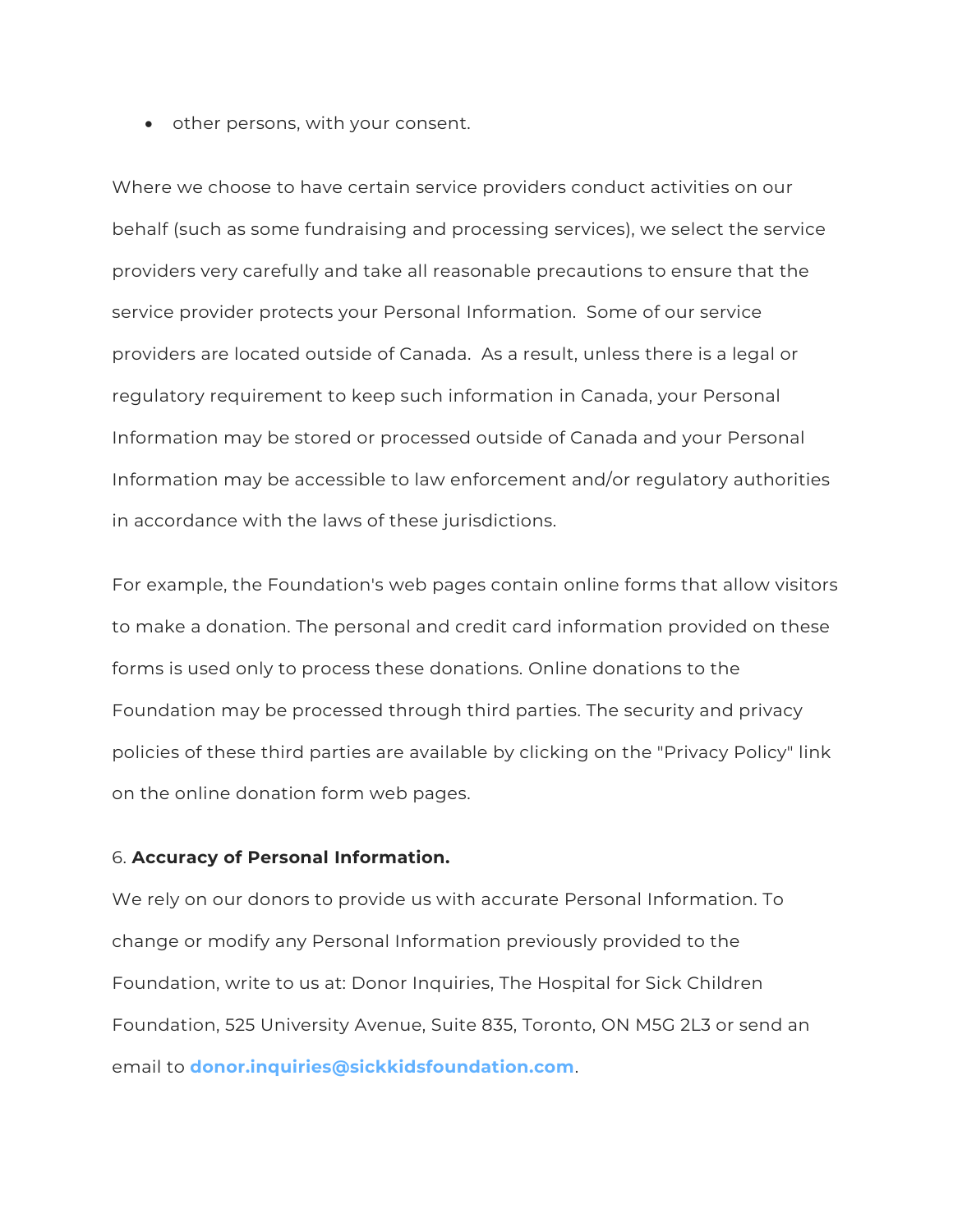- other persons, with your consent.

Where we choose to have certain service providers conduct activities on our behalf (such as some fundraising and processing services), we select the service providers very carefully and take all reasonable precautions to ensure that the service provider protects your Personal Information.  Some of our service providers are located outside of Canada.  As a result, unless there is a legal or regulatory requirement to keep such information in Canada, your Personal Information may be stored or processed outside of Canada and your Personal Information may be accessible to law enforcement and/or regulatory authorities in accordance with the laws of these jurisdictions.

For example, the Foundation's web pages contain online forms that allow visitors to make a donation. The personal and credit card information provided on these forms is used only to process these donations. Online donations to the Foundation may be processed through third parties. The security and privacy policies of these third parties are available by clicking on the "Privacy Policy" link on the online donation form web pages.

6. **Accuracy of Personal Information.**

We rely on our donors to provide us with accurate Personal Information. To change or modify any Personal Information previously provided to the Foundation, write to us at: Donor Inquiries, The Hospital for Sick Children Foundation, 525 University Avenue, Suite 835, Toronto, ON M5G 2L3 or send an email to **donor.inquiries@sickkidsfoundation.com**.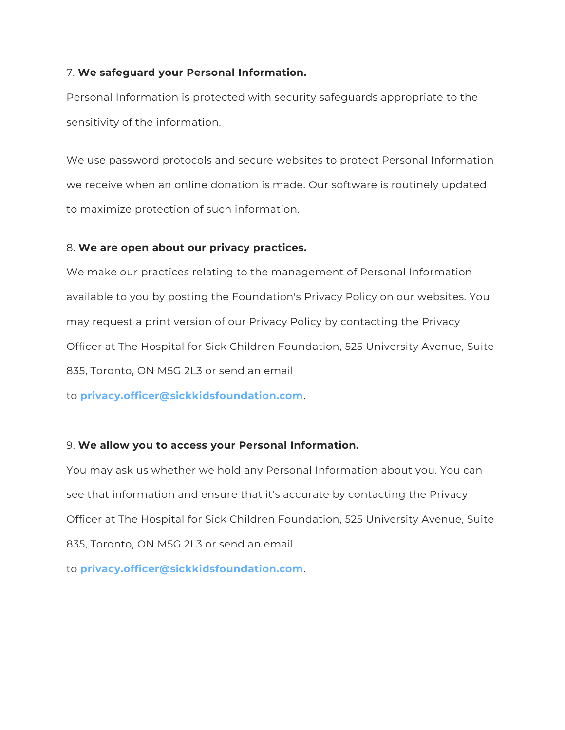7. **We safeguard your Personal Information.**

Personal Information is protected with security safeguards appropriate to the sensitivity of the information.

We use password protocols and secure websites to protect Personal Information we receive when an online donation is made. Our software is routinely updated to maximize protection of such information.

8. **We are open about our privacy practices.**

We make our practices relating to the management of Personal Information available to you by posting the Foundation's Privacy Policy on our websites. You may request a print version of our Privacy Policy by contacting the Privacy Officer at The Hospital for Sick Children Foundation, 525 University Avenue, Suite 835, Toronto, ON M5G 2L3 or send an email to **privacy.officer@sickkidsfoundation.com**.

9. **We allow you to access your Personal Information.**

You may ask us whether we hold any Personal Information about you. You can see that information and ensure that it's accurate by contacting the Privacy Officer at The Hospital for Sick Children Foundation, 525 University Avenue, Suite 835, Toronto, ON M5G 2L3 or send an email to **privacy.officer@sickkidsfoundation.com**.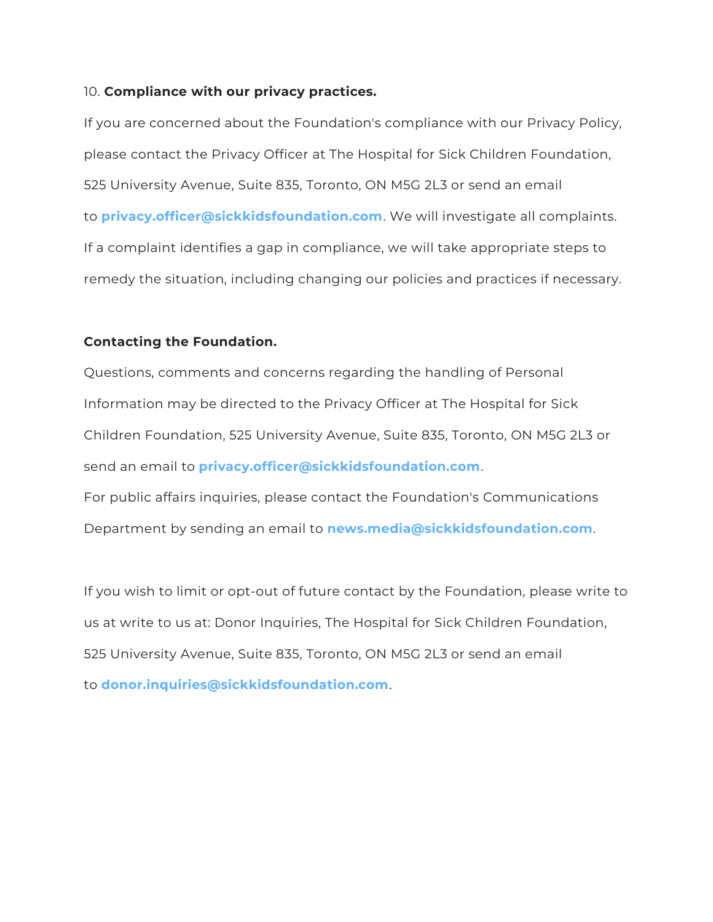10. **Compliance with our privacy practices.**

If you are concerned about the Foundation's compliance with our Privacy Policy, please contact the Privacy Officer at The Hospital for Sick Children Foundation, 525 University Avenue, Suite 835, Toronto, ON M5G 2L3 or send an email to **privacy.officer@sickkidsfoundation.com**. We will investigate all complaints. If a complaint identifies a gap in compliance, we will take appropriate steps to remedy the situation, including changing our policies and practices if necessary.

**Contacting the Foundation.**

Questions, comments and concerns regarding the handling of Personal Information may be directed to the Privacy Officer at The Hospital for Sick Children Foundation, 525 University Avenue, Suite 835, Toronto, ON M5G 2L3 or send an email to **privacy.officer@sickkidsfoundation.com**.

For public affairs inquiries, please contact the Foundation's Communications Department by sending an email to **news.media@sickkidsfoundation.com**.

If you wish to limit or opt-out of future contact by the Foundation, please write to us at write to us at: Donor Inquiries, The Hospital for Sick Children Foundation, 525 University Avenue, Suite 835, Toronto, ON M5G 2L3 or send an email to **donor.inquiries@sickkidsfoundation.com**.